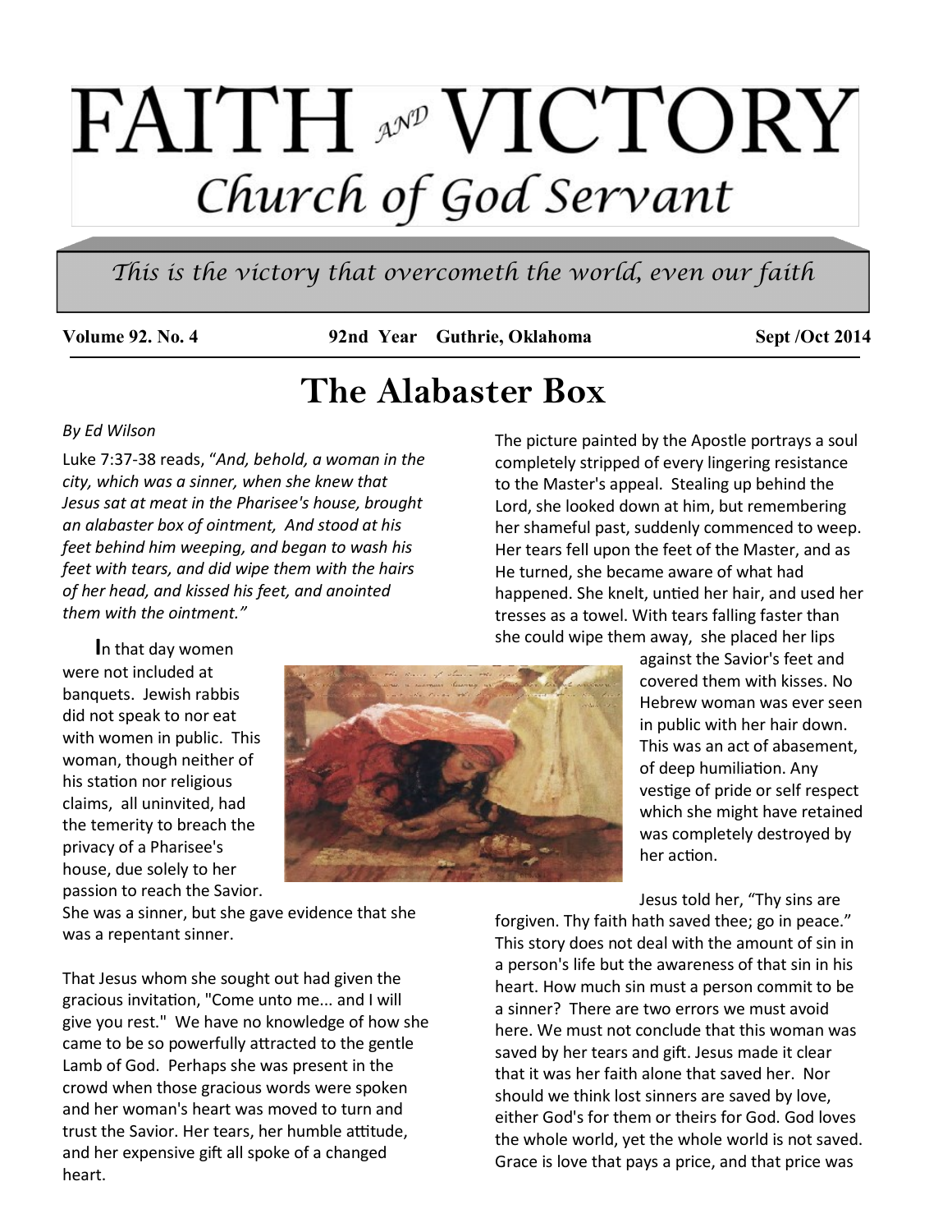# FAITH AND VICTORY

## Church of God Servant

*This is the victory that overcometh the world, even our faith*

**Volume 92. No. 4** **92nd Year Guthrie, Oklahoma** **Sept /Oct 2014**

# The Alabaster Box

*By Ed Wilson*

Luke 7:37-38 reads, "*And, behold, a woman in the city, which was a sinner, when she knew that Jesus sat at meat in the Pharisee's house, brought an alabaster box of ointment, And stood at his feet behind him weeping, and began to wash his feet with tears, and did wipe them with the hairs of her head, and kissed his feet, and anointed them with the ointment.*"

**I**n that day women were not included at banquets. Jewish rabbis did not speak to nor eat with women in public. This woman, though neither of his station nor religious claims, all uninvited, had the temerity to breach the privacy of a Pharisee's house, due solely to her passion to reach the Savior. She was a sinner, but she gave evidence that she was a repentant sinner.

That Jesus whom she sought out had given the gracious invitation, "Come unto me... and I will give you rest." We have no knowledge of how she came to be so powerfully attracted to the gentle Lamb of God. Perhaps she was present in the crowd when those gracious words were spoken and her woman's heart was moved to turn and trust the Savior. Her tears, her humble attitude, and her expensive gift all spoke of a changed heart.

The picture painted by the Apostle portrays a soul completely stripped of every lingering resistance to the Master's appeal. Stealing up behind the Lord, she looked down at him, but remembering her shameful past, suddenly commenced to weep. Her tears fell upon the feet of the Master, and as He turned, she became aware of what had happened. She knelt, untied her hair, and used her tresses as a towel. With tears falling faster than she could wipe them away, she placed her lips against the Savior's feet and covered them with kisses. No Hebrew woman was ever seen in public with her hair down. This was an act of abasement, of deep humiliation. Any vestige of pride or self respect which she might have retained was completely destroyed by her action.

Jesus told her, "Thy sins are forgiven. Thy faith hath saved thee; go in peace." This story does not deal with the amount of sin in a person's life but the awareness of that sin in his heart. How much sin must a person commit to be a sinner? There are two errors we must avoid here. We must not conclude that this woman was saved by her tears and gift. Jesus made it clear that it was her faith alone that saved her. Nor should we think lost sinners are saved by love, either God's for them or theirs for God. God loves the whole world, yet the whole world is not saved. Grace is love that pays a price, and that price was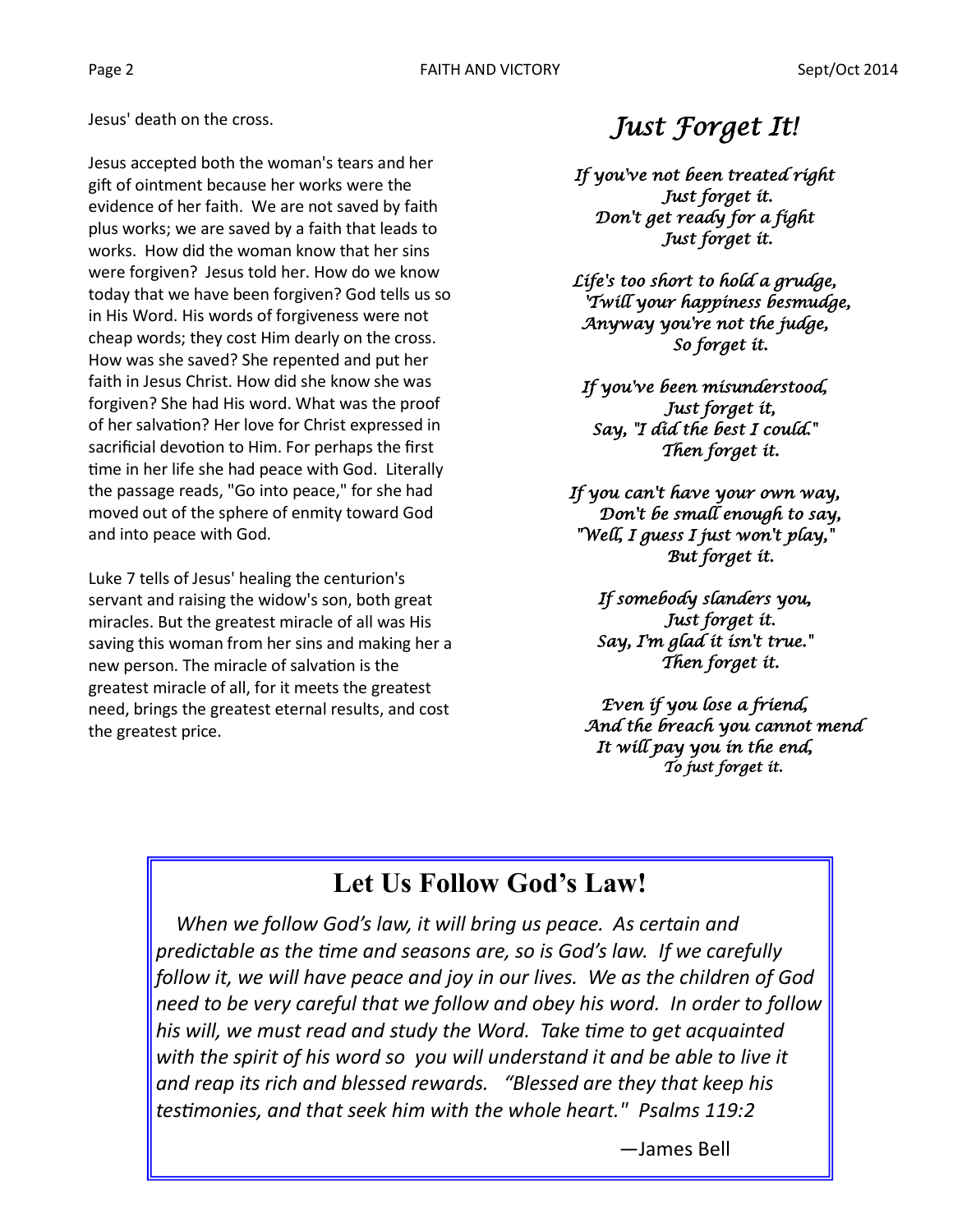Jesus' death on the cross.

Jesus accepted both the woman's tears and her gift of ointment because her works were the evidence of her faith. We are not saved by faith plus works; we are saved by a faith that leads to works. How did the woman know that her sins were forgiven? Jesus told her. How do we know today that we have been forgiven? God tells us so in His Word. His words of forgiveness were not cheap words; they cost Him dearly on the cross. How was she saved? She repented and put her faith in Jesus Christ. How did she know she was forgiven? She had His word. What was the proof of her salvation? Her love for Christ expressed in sacrificial devotion to Him. For perhaps the first time in her life she had peace with God. Literally the passage reads, "Go into peace," for she had moved out of the sphere of enmity toward God and into peace with God.

Luke 7 tells of Jesus' healing the centurion's servant and raising the widow's son, both great miracles. But the greatest miracle of all was His saving this woman from her sins and making her a new person. The miracle of salvation is the greatest miracle of all, for it meets the greatest need, brings the greatest eternal results, and cost the greatest price.

## *Just Forget It!*

*If you've not been treated right*
*Just forget it.*
*Don't get ready for a fight*
*Just forget it.*

*Life's too short to hold a grudge,*
*'Twill your happiness besmudge,*
*Anyway you're not the judge,*
*So forget it.*

*If you've been misunderstood,*
*Just forget it,*
*Say, "I did the best I could."*
*Then forget it.*

*If you can't have your own way,*
*Don't be small enough to say,*
*"Well, I guess I just won't play,"*
*But forget it.*

*If somebody slanders you,*
*Just forget it.*
*Say, I'm glad it isn't true."*
*Then forget it.*

*Even if you lose a friend,*
*And the breach you cannot mend*
*It will pay you in the end,*
*To just forget it.*

## Let Us Follow God's Law!

*When we follow God's law, it will bring us peace. As certain and predictable as the time and seasons are, so is God's law. If we carefully follow it, we will have peace and joy in our lives. We as the children of God need to be very careful that we follow and obey his word. In order to follow his will, we must read and study the Word. Take time to get acquainted with the spirit of his word so you will understand it and be able to live it and reap its rich and blessed rewards. "Blessed are they that keep his testimonies, and that seek him with the whole heart." Psalms 119:2*

—James Bell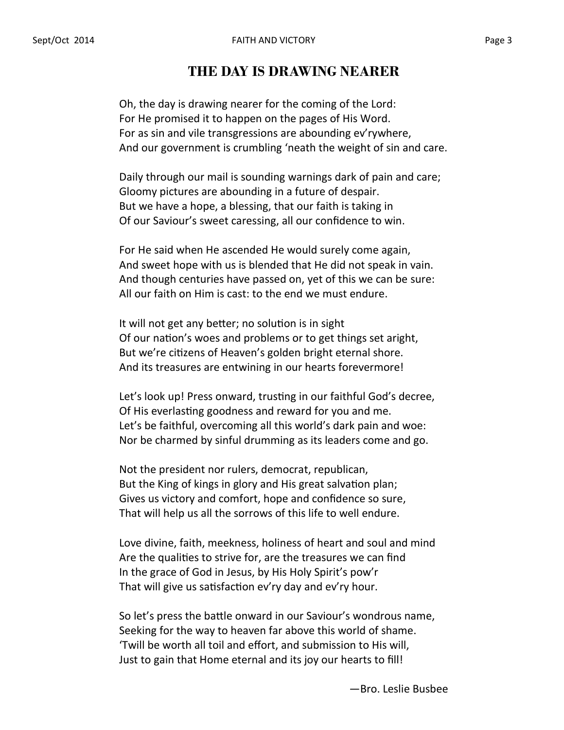# THE DAY IS DRAWING NEARER

Oh, the day is drawing nearer for the coming of the Lord:  
For He promised it to happen on the pages of His Word.  
For as sin and vile transgressions are abounding ev'rywhere,  
And our government is crumbling 'neath the weight of sin and care.

Daily through our mail is sounding warnings dark of pain and care;  
Gloomy pictures are abounding in a future of despair.  
But we have a hope, a blessing, that our faith is taking in  
Of our Saviour's sweet caressing, all our confidence to win.

For He said when He ascended He would surely come again,  
And sweet hope with us is blended that He did not speak in vain.  
And though centuries have passed on, yet of this we can be sure:  
All our faith on Him is cast: to the end we must endure.

It will not get any better; no solution is in sight  
Of our nation's woes and problems or to get things set aright,  
But we're citizens of Heaven's golden bright eternal shore.  
And its treasures are entwining in our hearts forevermore!

Let's look up! Press onward, trusting in our faithful God's decree,  
Of His everlasting goodness and reward for you and me.  
Let's be faithful, overcoming all this world's dark pain and woe:  
Nor be charmed by sinful drumming as its leaders come and go.

Not the president nor rulers, democrat, republican,  
But the King of kings in glory and His great salvation plan;  
Gives us victory and comfort, hope and confidence so sure,  
That will help us all the sorrows of this life to well endure.

Love divine, faith, meekness, holiness of heart and soul and mind  
Are the qualities to strive for, are the treasures we can find  
In the grace of God in Jesus, by His Holy Spirit's pow'r  
That will give us satisfaction ev'ry day and ev'ry hour.

So let's press the battle onward in our Saviour's wondrous name,  
Seeking for the way to heaven far above this world of shame.  
'Twill be worth all toil and effort, and submission to His will,  
Just to gain that Home eternal and its joy our hearts to fill!

—Bro. Leslie Busbee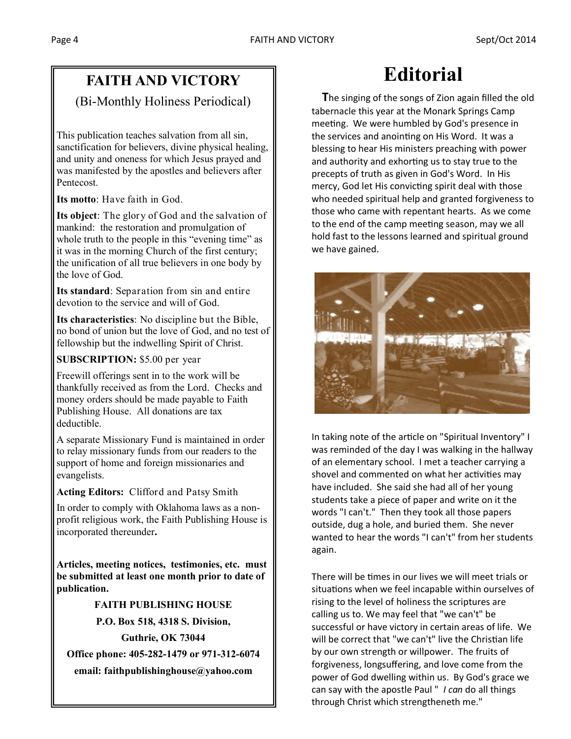## FAITH AND VICTORY

(Bi-Monthly Holiness Periodical)

This publication teaches salvation from all sin, sanctification for believers, divine physical healing, and unity and oneness for which Jesus prayed and was manifested by the apostles and believers after Pentecost.

**Its motto**: Have faith in God.

**Its object**: The glory of God and the salvation of mankind: the restoration and promulgation of whole truth to the people in this "evening time" as it was in the morning Church of the first century; the unification of all true believers in one body by the love of God.

**Its standard**: Separation from sin and entire devotion to the service and will of God.

**Its characteristics**: No discipline but the Bible, no bond of union but the love of God, and no test of fellowship but the indwelling Spirit of Christ.

**SUBSCRIPTION:** $5.00 per year

Freewill offerings sent in to the work will be thankfully received as from the Lord. Checks and money orders should be made payable to Faith Publishing House. All donations are tax deductible.

A separate Missionary Fund is maintained in order to relay missionary funds from our readers to the support of home and foreign missionaries and evangelists.

**Acting Editors:** Clifford and Patsy Smith

In order to comply with Oklahoma laws as a non-profit religious work, the Faith Publishing House is incorporated thereunder**.**

**Articles, meeting notices, testimonies, etc. must be submitted at least one month prior to date of publication.**

**FAITH PUBLISHING HOUSE**

**P.O. Box 518, 4318 S. Division,**

**Guthrie, OK 73044**

**Office phone: 405-282-1479 or 971-312-6074**

**email: faithpublishinghouse@yahoo.com**

# Editorial

**T**he singing of the songs of Zion again filled the old tabernacle this year at the Monark Springs Camp meeting. We were humbled by God's presence in the services and anointing on His Word. It was a blessing to hear His ministers preaching with power and authority and exhorting us to stay true to the precepts of truth as given in God's Word. In His mercy, God let His convicting spirit deal with those who needed spiritual help and granted forgiveness to those who came with repentant hearts. As we come to the end of the camp meeting season, may we all hold fast to the lessons learned and spiritual ground we have gained.

In taking note of the article on "Spiritual Inventory" I was reminded of the day I was walking in the hallway of an elementary school. I met a teacher carrying a shovel and commented on what her activities may have included. She said she had all of her young students take a piece of paper and write on it the words "I can't." Then they took all those papers outside, dug a hole, and buried them. She never wanted to hear the words "I can't" from her students again.

There will be times in our lives we will meet trials or situations when we feel incapable within ourselves of rising to the level of holiness the scriptures are calling us to. We may feel that "we can't" be successful or have victory in certain areas of life. We will be correct that "we can't" live the Christian life by our own strength or willpower. The fruits of forgiveness, longsuffering, and love come from the power of God dwelling within us. By God's grace we can say with the apostle Paul " *I can* do all things through Christ which strengtheneth me."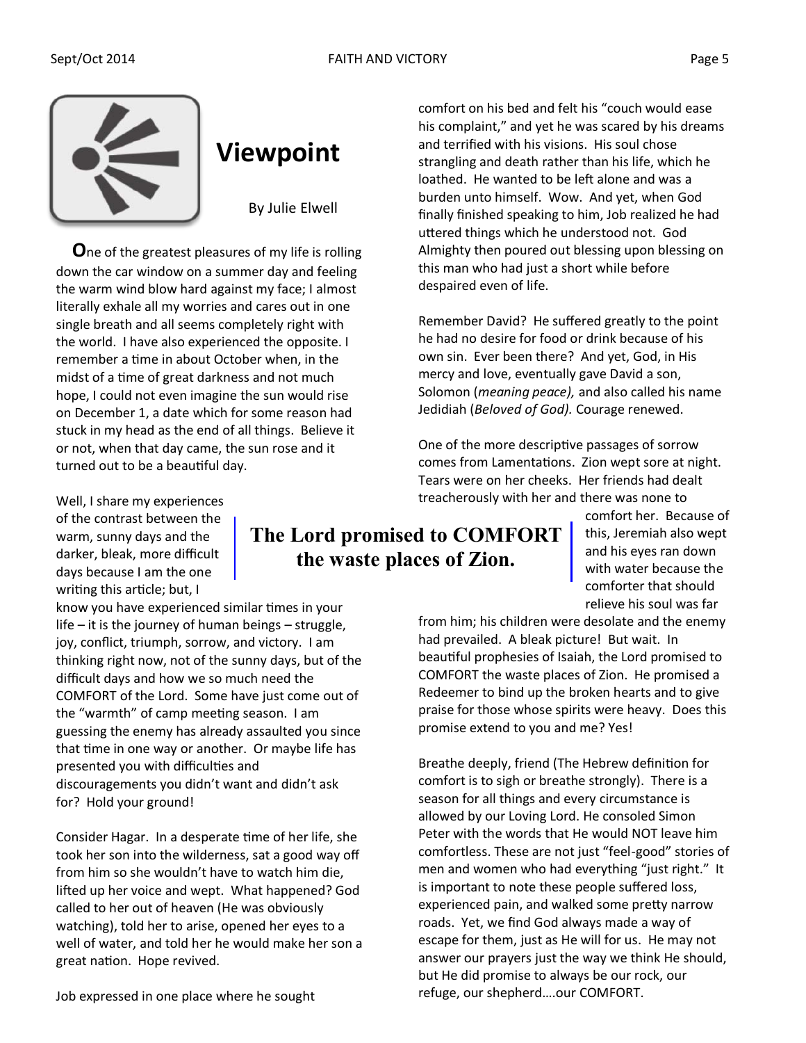# Viewpoint

By Julie Elwell

**O**ne of the greatest pleasures of my life is rolling down the car window on a summer day and feeling the warm wind blow hard against my face; I almost literally exhale all my worries and cares out in one single breath and all seems completely right with the world. I have also experienced the opposite. I remember a time in about October when, in the midst of a time of great darkness and not much hope, I could not even imagine the sun would rise on December 1, a date which for some reason had stuck in my head as the end of all things. Believe it or not, when that day came, the sun rose and it turned out to be a beautiful day.

Well, I share my experiences of the contrast between the warm, sunny days and the darker, bleak, more difficult days because I am the one writing this article; but, I know you have experienced similar times in your life – it is the journey of human beings – struggle, joy, conflict, triumph, sorrow, and victory. I am thinking right now, not of the sunny days, but of the difficult days and how we so much need the COMFORT of the Lord. Some have just come out of the "warmth" of camp meeting season. I am guessing the enemy has already assaulted you since that time in one way or another. Or maybe life has presented you with difficulties and discouragements you didn't want and didn't ask for? Hold your ground!

Consider Hagar. In a desperate time of her life, she took her son into the wilderness, sat a good way off from him so she wouldn't have to watch him die, lifted up her voice and wept. What happened? God called to her out of heaven (He was obviously watching), told her to arise, opened her eyes to a well of water, and told her he would make her son a great nation. Hope revived.

Job expressed in one place where he sought comfort on his bed and felt his "couch would ease his complaint," and yet he was scared by his dreams and terrified with his visions. His soul chose strangling and death rather than his life, which he loathed. He wanted to be left alone and was a burden unto himself. Wow. And yet, when God finally finished speaking to him, Job realized he had uttered things which he understood not. God Almighty then poured out blessing upon blessing on this man who had just a short while before despaired even of life.

Remember David? He suffered greatly to the point he had no desire for food or drink because of his own sin. Ever been there? And yet, God, in His mercy and love, eventually gave David a son, Solomon (*meaning peace),* and also called his name Jedidiah (*Beloved of God).* Courage renewed.

One of the more descriptive passages of sorrow comes from Lamentations. Zion wept sore at night. Tears were on her cheeks. Her friends had dealt treacherously with her and there was none to comfort her. Because of this, Jeremiah also wept and his eyes ran down with water because the comforter that should relieve his soul was far from him; his children were desolate and the enemy had prevailed. A bleak picture! But wait. In beautiful prophesies of Isaiah, the Lord promised to COMFORT the waste places of Zion. He promised a Redeemer to bind up the broken hearts and to give praise for those whose spirits were heavy. Does this promise extend to you and me? Yes!

> **The Lord promised to COMFORT the waste places of Zion.**

Breathe deeply, friend (The Hebrew definition for comfort is to sigh or breathe strongly). There is a season for all things and every circumstance is allowed by our Loving Lord. He consoled Simon Peter with the words that He would NOT leave him comfortless. These are not just "feel-good" stories of men and women who had everything "just right." It is important to note these people suffered loss, experienced pain, and walked some pretty narrow roads. Yet, we find God always made a way of escape for them, just as He will for us. He may not answer our prayers just the way we think He should, but He did promise to always be our rock, our refuge, our shepherd….our COMFORT.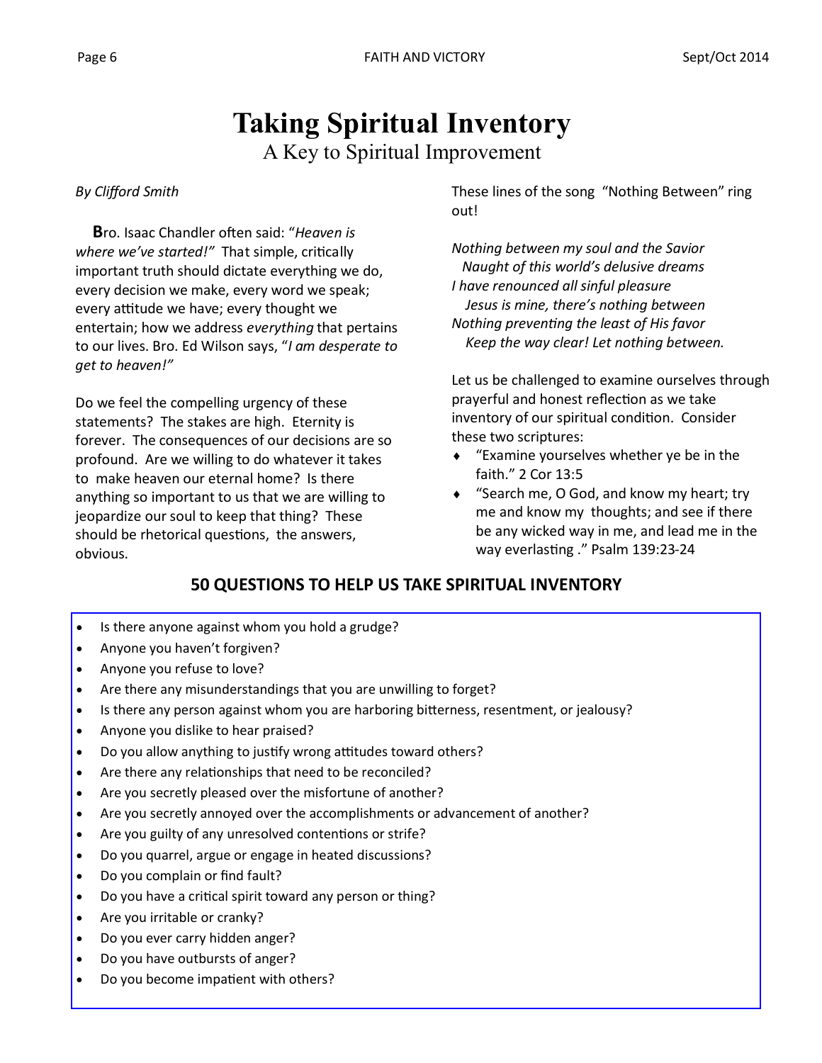# Taking Spiritual Inventory

## A Key to Spiritual Improvement

*By Clifford Smith*

**B**ro. Isaac Chandler often said: "*Heaven is where we've started!*" That simple, critically important truth should dictate everything we do, every decision we make, every word we speak; every attitude we have; every thought we entertain; how we address *everything* that pertains to our lives. Bro. Ed Wilson says, "*I am desperate to get to heaven!*"

Do we feel the compelling urgency of these statements? The stakes are high. Eternity is forever. The consequences of our decisions are so profound. Are we willing to do whatever it takes to make heaven our eternal home? Is there anything so important to us that we are willing to jeopardize our soul to keep that thing? These should be rhetorical questions, the answers, obvious.

These lines of the song "Nothing Between" ring out!

*Nothing between my soul and the Savior*
*Naught of this world's delusive dreams*
*I have renounced all sinful pleasure*
*Jesus is mine, there's nothing between*
*Nothing preventing the least of His favor*
*Keep the way clear! Let nothing between.*

Let us be challenged to examine ourselves through prayerful and honest reflection as we take inventory of our spiritual condition. Consider these two scriptures:

- "Examine yourselves whether ye be in the faith." 2 Cor 13:5
- "Search me, O God, and know my heart; try me and know my thoughts; and see if there be any wicked way in me, and lead me in the way everlasting ." Psalm 139:23-24

### 50 QUESTIONS TO HELP US TAKE SPIRITUAL INVENTORY

- Is there anyone against whom you hold a grudge?
- Anyone you haven't forgiven?
- Anyone you refuse to love?
- Are there any misunderstandings that you are unwilling to forget?
- Is there any person against whom you are harboring bitterness, resentment, or jealousy?
- Anyone you dislike to hear praised?
- Do you allow anything to justify wrong attitudes toward others?
- Are there any relationships that need to be reconciled?
- Are you secretly pleased over the misfortune of another?
- Are you secretly annoyed over the accomplishments or advancement of another?
- Are you guilty of any unresolved contentions or strife?
- Do you quarrel, argue or engage in heated discussions?
- Do you complain or find fault?
- Do you have a critical spirit toward any person or thing?
- Are you irritable or cranky?
- Do you ever carry hidden anger?
- Do you have outbursts of anger?
- Do you become impatient with others?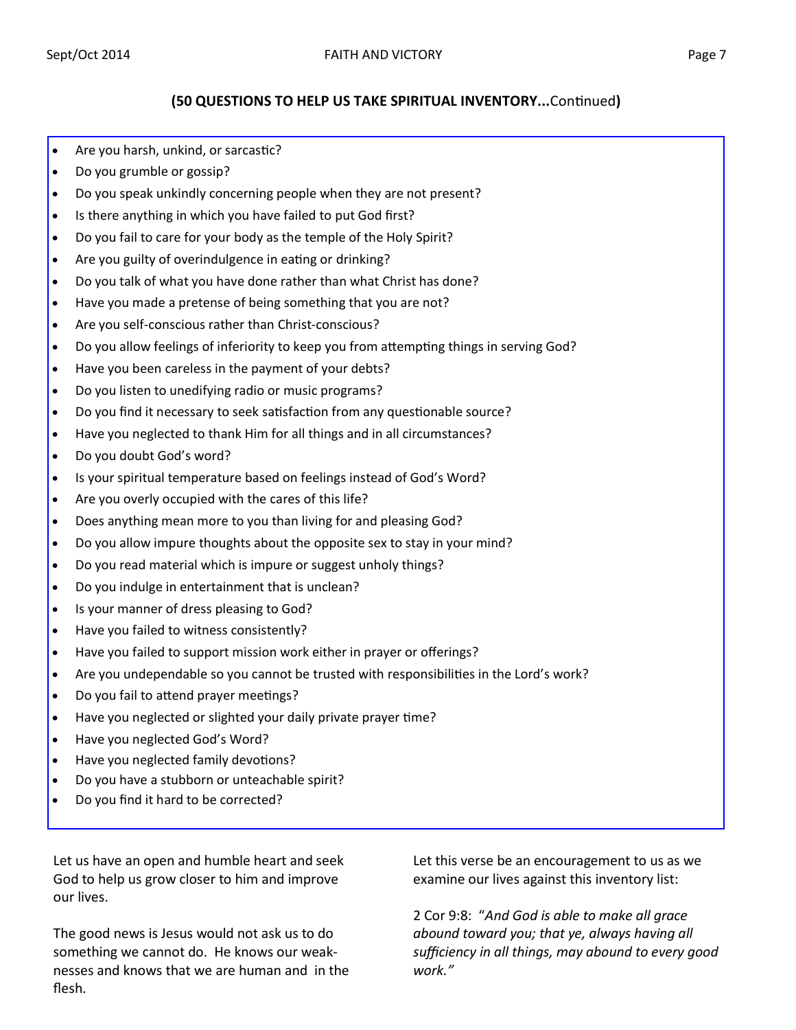**(50 QUESTIONS TO HELP US TAKE SPIRITUAL INVENTORY...**Continued**)**

- Are you harsh, unkind, or sarcastic?
- Do you grumble or gossip?
- Do you speak unkindly concerning people when they are not present?
- Is there anything in which you have failed to put God first?
- Do you fail to care for your body as the temple of the Holy Spirit?
- Are you guilty of overindulgence in eating or drinking?
- Do you talk of what you have done rather than what Christ has done?
- Have you made a pretense of being something that you are not?
- Are you self-conscious rather than Christ-conscious?
- Do you allow feelings of inferiority to keep you from attempting things in serving God?
- Have you been careless in the payment of your debts?
- Do you listen to unedifying radio or music programs?
- Do you find it necessary to seek satisfaction from any questionable source?
- Have you neglected to thank Him for all things and in all circumstances?
- Do you doubt God's word?
- Is your spiritual temperature based on feelings instead of God's Word?
- Are you overly occupied with the cares of this life?
- Does anything mean more to you than living for and pleasing God?
- Do you allow impure thoughts about the opposite sex to stay in your mind?
- Do you read material which is impure or suggest unholy things?
- Do you indulge in entertainment that is unclean?
- Is your manner of dress pleasing to God?
- Have you failed to witness consistently?
- Have you failed to support mission work either in prayer or offerings?
- Are you undependable so you cannot be trusted with responsibilities in the Lord's work?
- Do you fail to attend prayer meetings?
- Have you neglected or slighted your daily private prayer time?
- Have you neglected God's Word?
- Have you neglected family devotions?
- Do you have a stubborn or unteachable spirit?
- Do you find it hard to be corrected?

Let us have an open and humble heart and seek God to help us grow closer to him and improve our lives.

The good news is Jesus would not ask us to do something we cannot do. He knows our weaknesses and knows that we are human and in the flesh.

Let this verse be an encouragement to us as we examine our lives against this inventory list:

2 Cor 9:8: "*And God is able to make all grace abound toward you; that ye, always having all sufficiency in all things, may abound to every good work.*"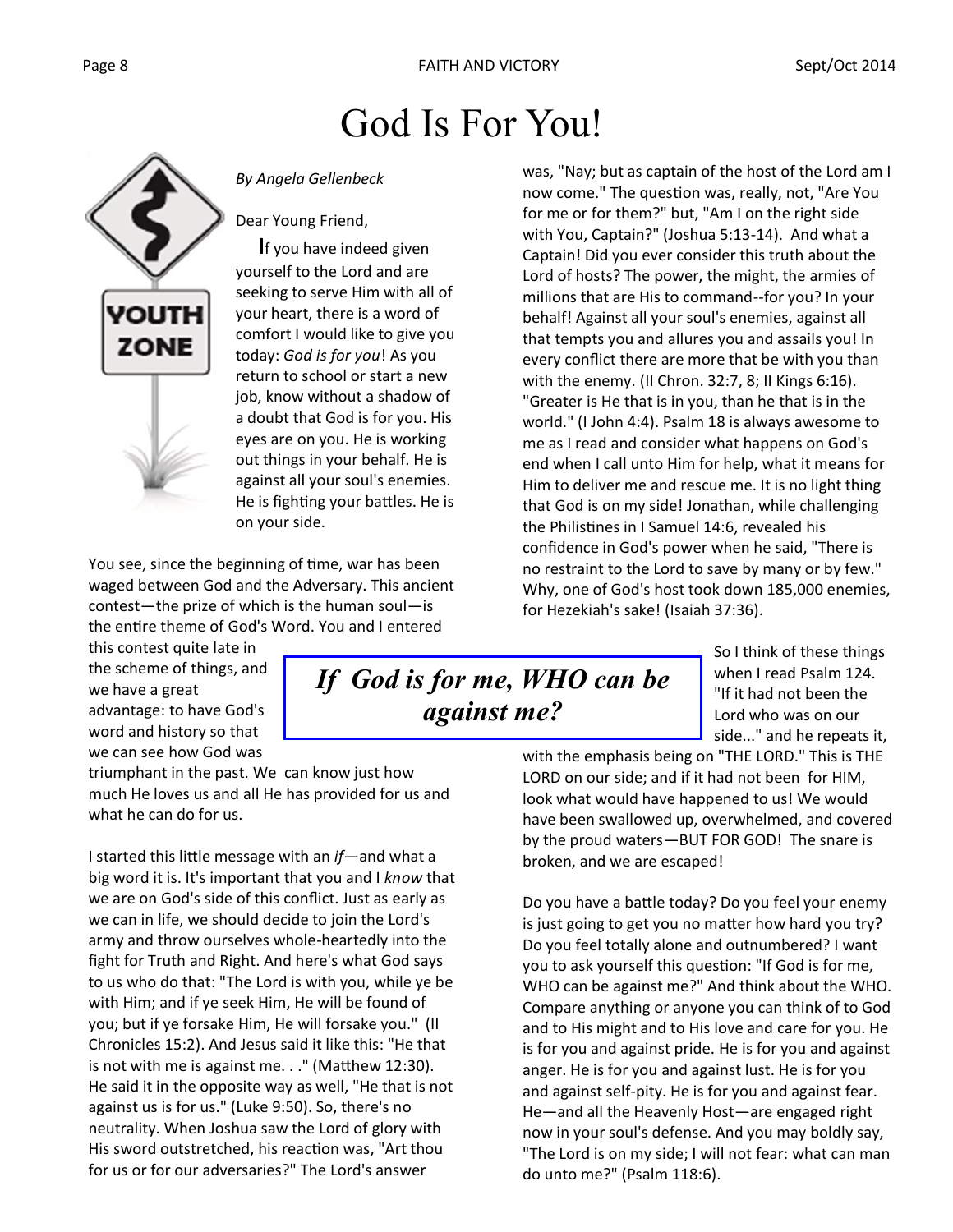# God Is For You!

*By Angela Gellenbeck*

Dear Young Friend,

If you have indeed given yourself to the Lord and are seeking to serve Him with all of your heart, there is a word of comfort I would like to give you today: *God is for you*! As you return to school or start a new job, know without a shadow of a doubt that God is for you. His eyes are on you. He is working out things in your behalf. He is against all your soul's enemies. He is fighting your battles. He is on your side.

You see, since the beginning of time, war has been waged between God and the Adversary. This ancient contest—the prize of which is the human soul—is the entire theme of God's Word. You and I entered this contest quite late in the scheme of things, and we have a great advantage: to have God's word and history so that we can see how God was triumphant in the past. We can know just how much He loves us and all He has provided for us and what he can do for us.

I started this little message with an *if*—and what a big word it is. It's important that you and I *know* that we are on God's side of this conflict. Just as early as we can in life, we should decide to join the Lord's army and throw ourselves whole-heartedly into the fight for Truth and Right. And here's what God says to us who do that: "The Lord is with you, while ye be with Him; and if ye seek Him, He will be found of you; but if ye forsake Him, He will forsake you." (II Chronicles 15:2). And Jesus said it like this: "He that is not with me is against me. . ." (Matthew 12:30). He said it in the opposite way as well, "He that is not against us is for us." (Luke 9:50). So, there's no neutrality. When Joshua saw the Lord of glory with His sword outstretched, his reaction was, "Art thou for us or for our adversaries?" The Lord's answer was, "Nay; but as captain of the host of the Lord am I now come." The question was, really, not, "Are You for me or for them?" but, "Am I on the right side with You, Captain?" (Joshua 5:13-14). And what a Captain! Did you ever consider this truth about the Lord of hosts? The power, the might, the armies of millions that are His to command--for you? In your behalf! Against all your soul's enemies, against all that tempts you and allures you and assails you! In every conflict there are more that be with you than with the enemy. (II Chron. 32:7, 8; II Kings 6:16). "Greater is He that is in you, than he that is in the world." (I John 4:4). Psalm 18 is always awesome to me as I read and consider what happens on God's end when I call unto Him for help, what it means for Him to deliver me and rescue me. It is no light thing that God is on my side! Jonathan, while challenging the Philistines in I Samuel 14:6, revealed his confidence in God's power when he said, "There is no restraint to the Lord to save by many or by few." Why, one of God's host took down 185,000 enemies, for Hezekiah's sake! (Isaiah 37:36).

> ***If God is for me, WHO can be against me?***

So I think of these things when I read Psalm 124. "If it had not been the Lord who was on our side..." and he repeats it, with the emphasis being on "THE LORD." This is THE LORD on our side; and if it had not been for HIM, look what would have happened to us! We would have been swallowed up, overwhelmed, and covered by the proud waters—BUT FOR GOD! The snare is broken, and we are escaped!

Do you have a battle today? Do you feel your enemy is just going to get you no matter how hard you try? Do you feel totally alone and outnumbered? I want you to ask yourself this question: "If God is for me, WHO can be against me?" And think about the WHO. Compare anything or anyone you can think of to God and to His might and to His love and care for you. He is for you and against pride. He is for you and against anger. He is for you and against lust. He is for you and against self-pity. He is for you and against fear. He—and all the Heavenly Host—are engaged right now in your soul's defense. And you may boldly say, "The Lord is on my side; I will not fear: what can man do unto me?" (Psalm 118:6).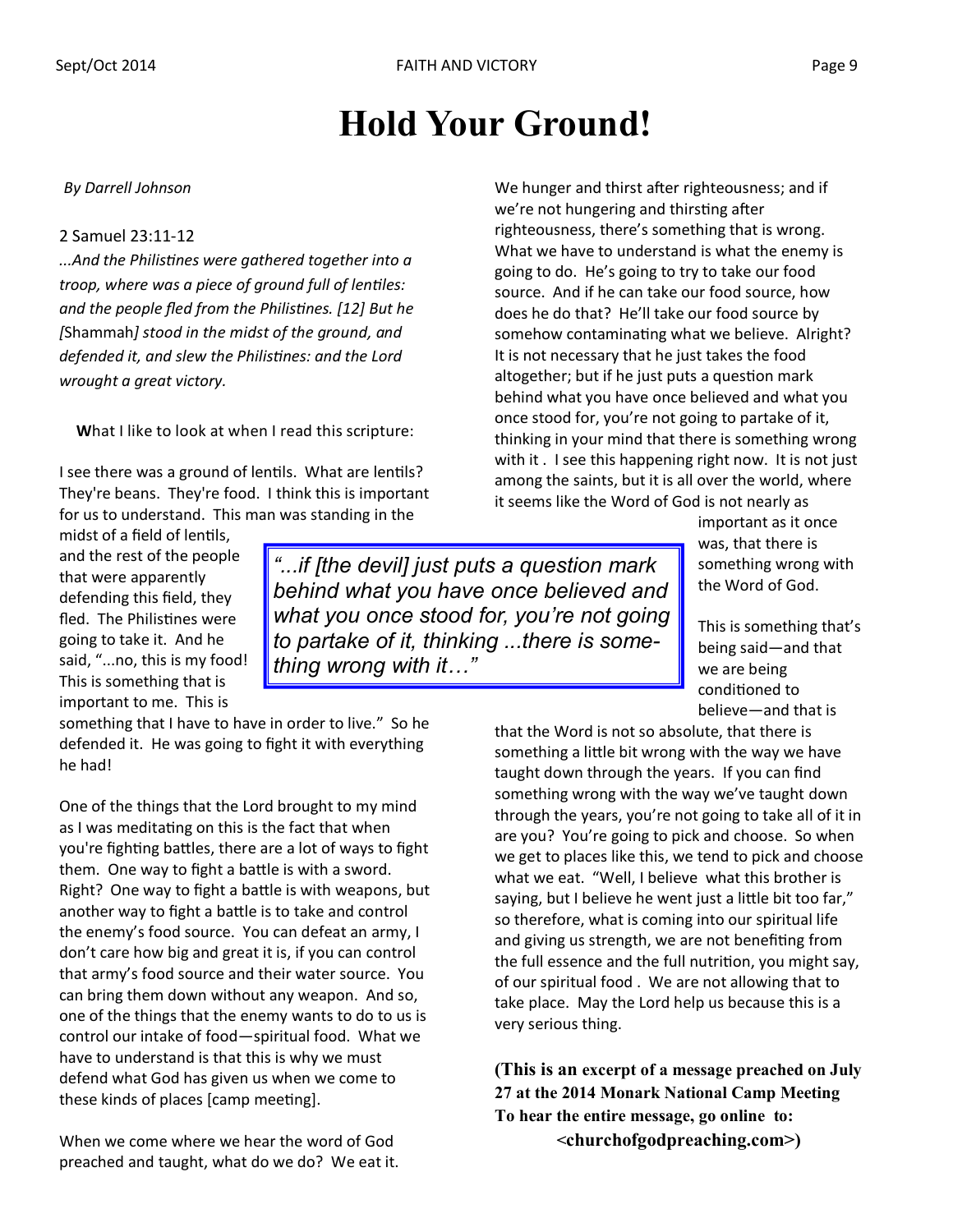# Hold Your Ground!

*By Darrell Johnson*

2 Samuel 23:11-12

*...And the Philistines were gathered together into a troop, where was a piece of ground full of lentiles: and the people fled from the Philistines. [12] But he [*Shammah*] stood in the midst of the ground, and defended it, and slew the Philistines: and the Lord wrought a great victory.*

**W**hat I like to look at when I read this scripture:

I see there was a ground of lentils. What are lentils? They're beans. They're food. I think this is important for us to understand. This man was standing in the midst of a field of lentils, and the rest of the people that were apparently defending this field, they fled. The Philistines were going to take it. And he said, "...no, this is my food! This is something that is important to me. This is something that I have to have in order to live." So he defended it. He was going to fight it with everything he had!

> *"...if [the devil] just puts a question mark behind what you have once believed and what you once stood for, you're not going to partake of it, thinking ...there is something wrong with it..."*

One of the things that the Lord brought to my mind as I was meditating on this is the fact that when you're fighting battles, there are a lot of ways to fight them. One way to fight a battle is with a sword. Right? One way to fight a battle is with weapons, but another way to fight a battle is to take and control the enemy's food source. You can defeat an army, I don't care how big and great it is, if you can control that army's food source and their water source. You can bring them down without any weapon. And so, one of the things that the enemy wants to do to us is control our intake of food—spiritual food. What we have to understand is that this is why we must defend what God has given us when we come to these kinds of places [camp meeting].

When we come where we hear the word of God preached and taught, what do we do? We eat it. We hunger and thirst after righteousness; and if we're not hungering and thirsting after righteousness, there's something that is wrong. What we have to understand is what the enemy is going to do. He's going to try to take our food source. And if he can take our food source, how does he do that? He'll take our food source by somehow contaminating what we believe. Alright? It is not necessary that he just takes the food altogether; but if he just puts a question mark behind what you have once believed and what you once stood for, you're not going to partake of it, thinking in your mind that there is something wrong with it . I see this happening right now. It is not just among the saints, but it is all over the world, where it seems like the Word of God is not nearly as important as it once was, that there is something wrong with the Word of God.

This is something that's being said—and that we are being conditioned to believe—and that is that the Word is not so absolute, that there is something a little bit wrong with the way we have taught down through the years. If you can find something wrong with the way we've taught down through the years, you're not going to take all of it in are you? You're going to pick and choose. So when we get to places like this, we tend to pick and choose what we eat. "Well, I believe what this brother is saying, but I believe he went just a little bit too far," so therefore, what is coming into our spiritual life and giving us strength, we are not benefiting from the full essence and the full nutrition, you might say, of our spiritual food . We are not allowing that to take place. May the Lord help us because this is a very serious thing.

**(This is an excerpt of a message preached on July 27 at the 2014 Monark National Camp Meeting To hear the entire message, go online to: <churchofgodpreaching.com>)**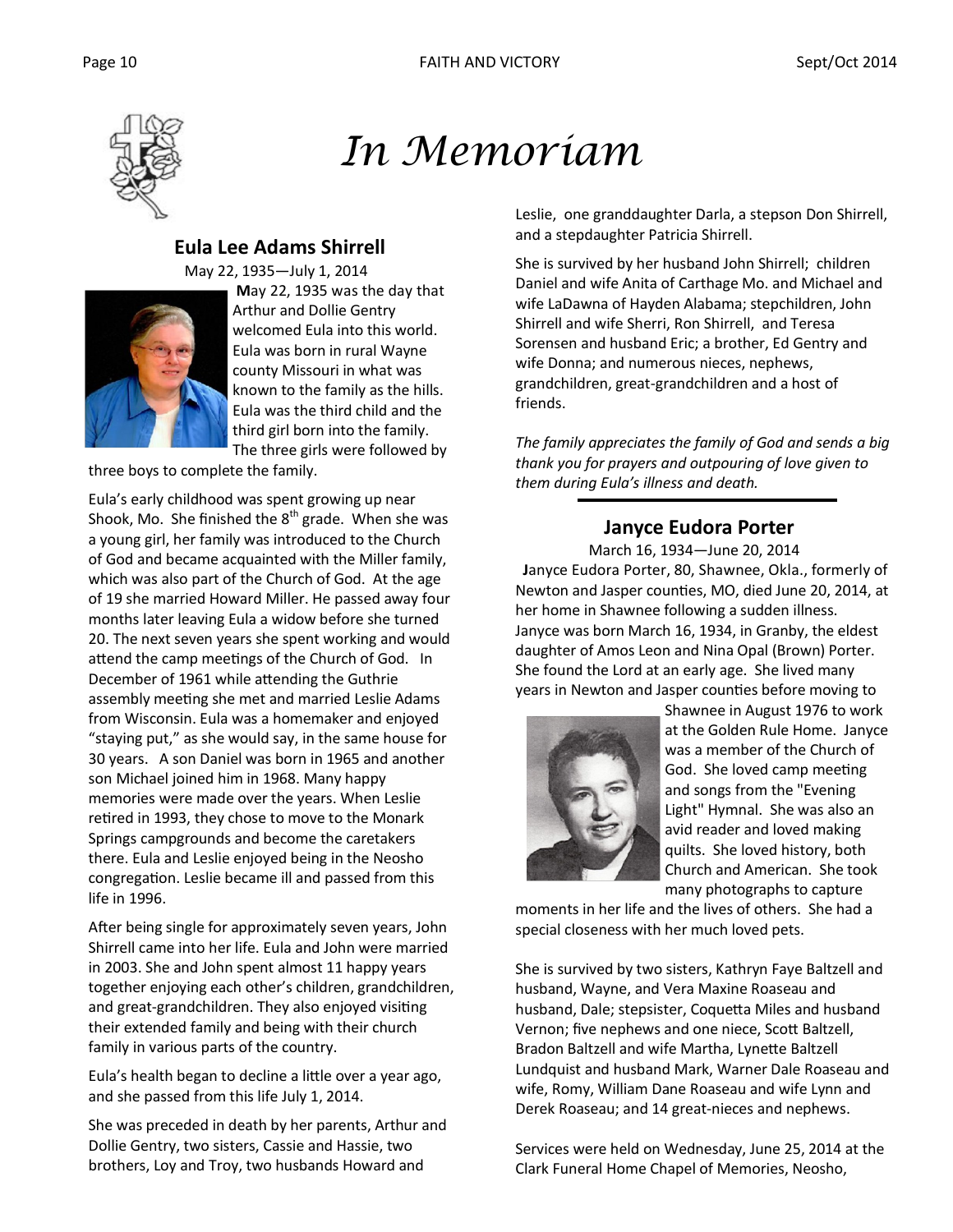# *In Memoriam*

## Eula Lee Adams Shirrell

May 22, 1935—July 1, 2014

**M**ay 22, 1935 was the day that Arthur and Dollie Gentry welcomed Eula into this world. Eula was born in rural Wayne county Missouri in what was known to the family as the hills. Eula was the third child and the third girl born into the family. The three girls were followed by three boys to complete the family.

Eula's early childhood was spent growing up near Shook, Mo. She finished the 8th grade. When she was a young girl, her family was introduced to the Church of God and became acquainted with the Miller family, which was also part of the Church of God. At the age of 19 she married Howard Miller. He passed away four months later leaving Eula a widow before she turned 20. The next seven years she spent working and would attend the camp meetings of the Church of God. In December of 1961 while attending the Guthrie assembly meeting she met and married Leslie Adams from Wisconsin. Eula was a homemaker and enjoyed "staying put," as she would say, in the same house for 30 years. A son Daniel was born in 1965 and another son Michael joined him in 1968. Many happy memories were made over the years. When Leslie retired in 1993, they chose to move to the Monark Springs campgrounds and become the caretakers there. Eula and Leslie enjoyed being in the Neosho congregation. Leslie became ill and passed from this life in 1996.

After being single for approximately seven years, John Shirrell came into her life. Eula and John were married in 2003. She and John spent almost 11 happy years together enjoying each other's children, grandchildren, and great-grandchildren. They also enjoyed visiting their extended family and being with their church family in various parts of the country.

Eula's health began to decline a little over a year ago, and she passed from this life July 1, 2014.

She was preceded in death by her parents, Arthur and Dollie Gentry, two sisters, Cassie and Hassie, two brothers, Loy and Troy, two husbands Howard and Leslie, one granddaughter Darla, a stepson Don Shirrell, and a stepdaughter Patricia Shirrell.

She is survived by her husband John Shirrell; children Daniel and wife Anita of Carthage Mo. and Michael and wife LaDawna of Hayden Alabama; stepchildren, John Shirrell and wife Sherri, Ron Shirrell, and Teresa Sorensen and husband Eric; a brother, Ed Gentry and wife Donna; and numerous nieces, nephews, grandchildren, great-grandchildren and a host of friends.

*The family appreciates the family of God and sends a big thank you for prayers and outpouring of love given to them during Eula's illness and death.*

## Janyce Eudora Porter

March 16, 1934—June 20, 2014

**J**anyce Eudora Porter, 80, Shawnee, Okla., formerly of Newton and Jasper counties, MO, died June 20, 2014, at her home in Shawnee following a sudden illness. Janyce was born March 16, 1934, in Granby, the eldest daughter of Amos Leon and Nina Opal (Brown) Porter. She found the Lord at an early age. She lived many years in Newton and Jasper counties before moving to Shawnee in August 1976 to work at the Golden Rule Home. Janyce was a member of the Church of God. She loved camp meeting and songs from the "Evening Light" Hymnal. She was also an avid reader and loved making quilts. She loved history, both Church and American. She took many photographs to capture moments in her life and the lives of others. She had a special closeness with her much loved pets.

She is survived by two sisters, Kathryn Faye Baltzell and husband, Wayne, and Vera Maxine Roaseau and husband, Dale; stepsister, Coquetta Miles and husband Vernon; five nephews and one niece, Scott Baltzell, Bradon Baltzell and wife Martha, Lynette Baltzell Lundquist and husband Mark, Warner Dale Roaseau and wife, Romy, William Dane Roaseau and wife Lynn and Derek Roaseau; and 14 great-nieces and nephews.

Services were held on Wednesday, June 25, 2014 at the Clark Funeral Home Chapel of Memories, Neosho,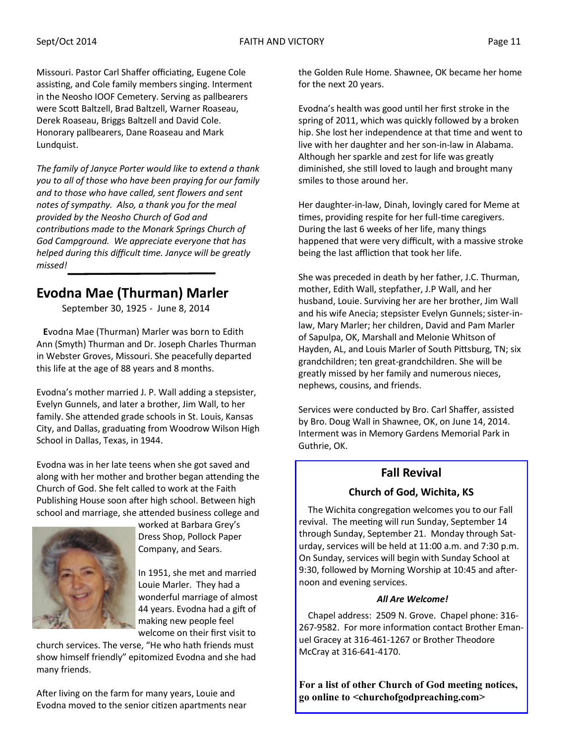Missouri. Pastor Carl Shaffer officiating, Eugene Cole assisting, and Cole family members singing. Interment in the Neosho IOOF Cemetery. Serving as pallbearers were Scott Baltzell, Brad Baltzell, Warner Roaseau, Derek Roaseau, Briggs Baltzell and David Cole. Honorary pallbearers, Dane Roaseau and Mark Lundquist.

*The family of Janyce Porter would like to extend a thank you to all of those who have been praying for our family and to those who have called, sent flowers and sent notes of sympathy. Also, a thank you for the meal provided by the Neosho Church of God and contributions made to the Monark Springs Church of God Campground. We appreciate everyone that has helped during this difficult time. Janyce will be greatly missed!*

## Evodna Mae (Thurman) Marler

September 30, 1925 - June 8, 2014

**E**vodna Mae (Thurman) Marler was born to Edith Ann (Smyth) Thurman and Dr. Joseph Charles Thurman in Webster Groves, Missouri. She peacefully departed this life at the age of 88 years and 8 months.

Evodna's mother married J. P. Wall adding a stepsister, Evelyn Gunnels, and later a brother, Jim Wall, to her family. She attended grade schools in St. Louis, Kansas City, and Dallas, graduating from Woodrow Wilson High School in Dallas, Texas, in 1944.

Evodna was in her late teens when she got saved and along with her mother and brother began attending the Church of God. She felt called to work at the Faith Publishing House soon after high school. Between high school and marriage, she attended business college and worked at Barbara Grey's Dress Shop, Pollock Paper Company, and Sears.

In 1951, she met and married Louie Marler. They had a wonderful marriage of almost 44 years. Evodna had a gift of making new people feel welcome on their first visit to church services. The verse, "He who hath friends must show himself friendly" epitomized Evodna and she had many friends.

After living on the farm for many years, Louie and Evodna moved to the senior citizen apartments near the Golden Rule Home. Shawnee, OK became her home for the next 20 years.

Evodna's health was good until her first stroke in the spring of 2011, which was quickly followed by a broken hip. She lost her independence at that time and went to live with her daughter and her son-in-law in Alabama. Although her sparkle and zest for life was greatly diminished, she still loved to laugh and brought many smiles to those around her.

Her daughter-in-law, Dinah, lovingly cared for Meme at times, providing respite for her full-time caregivers. During the last 6 weeks of her life, many things happened that were very difficult, with a massive stroke being the last affliction that took her life.

She was preceded in death by her father, J.C. Thurman, mother, Edith Wall, stepfather, J.P Wall, and her husband, Louie. Surviving her are her brother, Jim Wall and his wife Anecia; stepsister Evelyn Gunnels; sister-in-law, Mary Marler; her children, David and Pam Marler of Sapulpa, OK, Marshall and Melonie Whitson of Hayden, AL, and Louis Marler of South Pittsburg, TN; six grandchildren; ten great-grandchildren. She will be greatly missed by her family and numerous nieces, nephews, cousins, and friends.

Services were conducted by Bro. Carl Shaffer, assisted by Bro. Doug Wall in Shawnee, OK, on June 14, 2014. Interment was in Memory Gardens Memorial Park in Guthrie, OK.

## Fall Revival

### Church of God, Wichita, KS

The Wichita congregation welcomes you to our Fall revival. The meeting will run Sunday, September 14 through Sunday, September 21. Monday through Saturday, services will be held at 11:00 a.m. and 7:30 p.m. On Sunday, services will begin with Sunday School at 9:30, followed by Morning Worship at 10:45 and afternoon and evening services.

***All Are Welcome!***

Chapel address: 2509 N. Grove. Chapel phone: 316-267-9582. For more information contact Brother Emanuel Gracey at 316-461-1267 or Brother Theodore McCray at 316-641-4170.

**For a list of other Church of God meeting notices, go online to <churchofgodpreaching.com>**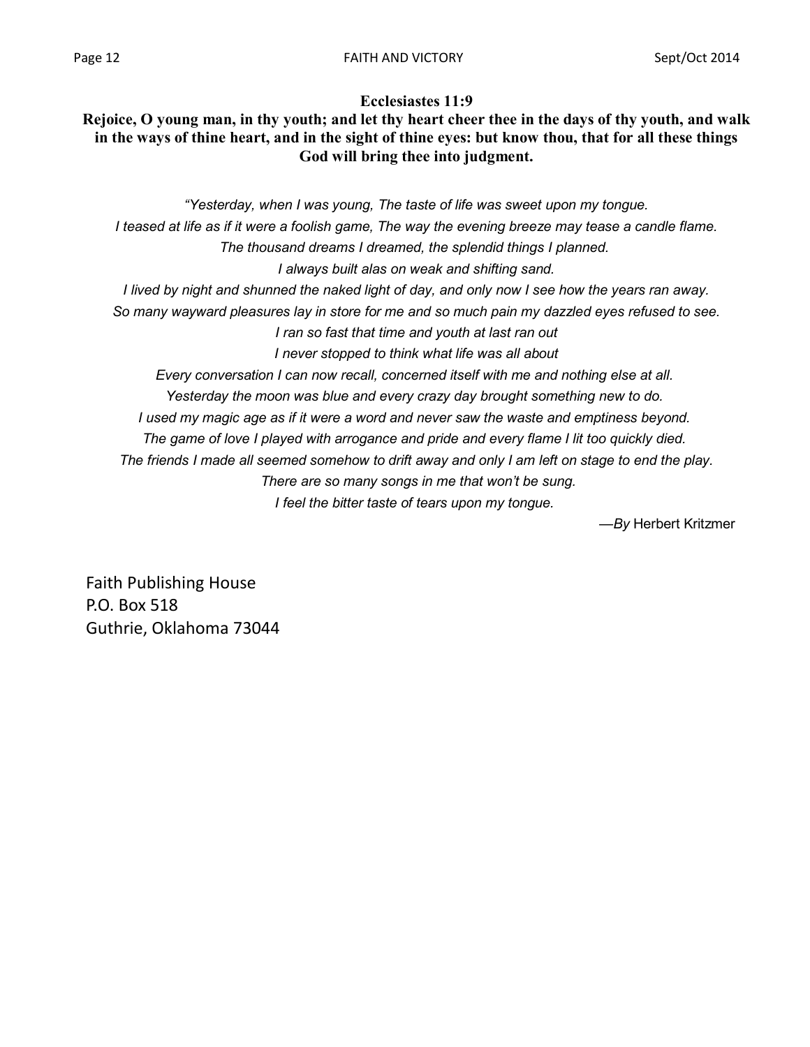**Ecclesiastes 11:9**

**Rejoice, O young man, in thy youth; and let thy heart cheer thee in the days of thy youth, and walk in the ways of thine heart, and in the sight of thine eyes: but know thou, that for all these things God will bring thee into judgment.**

*"Yesterday, when I was young, The taste of life was sweet upon my tongue.*
*I teased at life as if it were a foolish game, The way the evening breeze may tease a candle flame.*
*The thousand dreams I dreamed, the splendid things I planned.*
*I always built alas on weak and shifting sand.*
*I lived by night and shunned the naked light of day, and only now I see how the years ran away.*
*So many wayward pleasures lay in store for me and so much pain my dazzled eyes refused to see.*
*I ran so fast that time and youth at last ran out*
*I never stopped to think what life was all about*
*Every conversation I can now recall, concerned itself with me and nothing else at all.*
*Yesterday the moon was blue and every crazy day brought something new to do.*
*I used my magic age as if it were a word and never saw the waste and emptiness beyond.*
*The game of love I played with arrogance and pride and every flame I lit too quickly died.*
*The friends I made all seemed somehow to drift away and only I am left on stage to end the play.*
*There are so many songs in me that won't be sung.*
*I feel the bitter taste of tears upon my tongue.*

—*By* Herbert Kritzmer

Faith Publishing House
P.O. Box 518
Guthrie, Oklahoma 73044